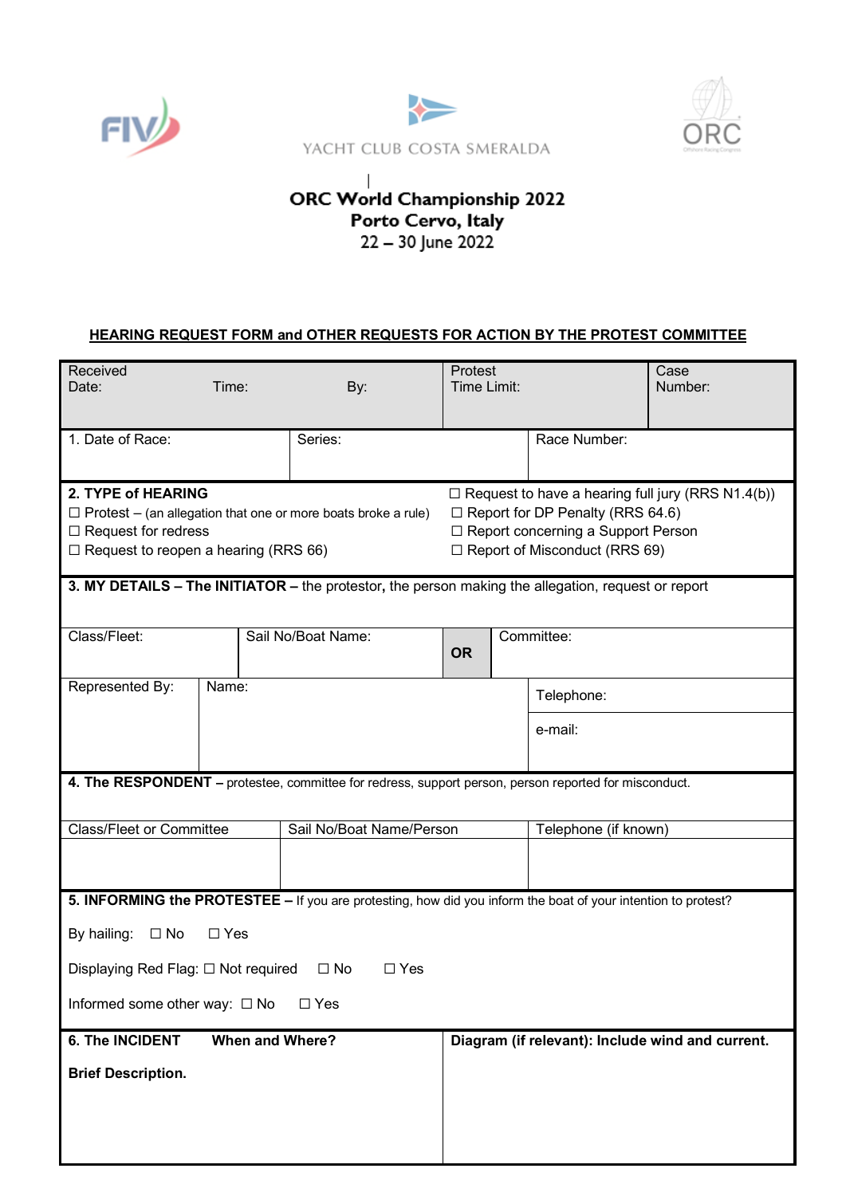YACHT CLUB COSTA SMERALDA

# ORC World Championship 2022
## Porto Cervo, Italy
22 – 30 June 2022

**HEARING REQUEST FORM and OTHER REQUESTS FOR ACTION BY THE PROTEST COMMITTEE**

| Received Date: | Time: | By: | Protest Time Limit: | Case Number: |
|---|---|---|---|---|
| | | | | |

| 1. Date of Race: | Series: | Race Number: |
|---|---|---|
| | | |

**2. TYPE of HEARING**

☐ Protest – (an allegation that one or more boats broke a rule)
☐ Request for redress
☐ Request to reopen a hearing (RRS 66)
☐ Request to have a hearing full jury (RRS N1.4(b))
☐ Report for DP Penalty (RRS 64.6)
☐ Report concerning a Support Person
☐ Report of Misconduct (RRS 69)

**3. MY DETAILS – The INITIATOR –** the protestor**,** the person making the allegation, request or report

| Class/Fleet: | Sail No/Boat Name: | OR | Committee: |
|---|---|---|---|
| | | | |

| Represented By: | Name: | Telephone: |
|---|---|---|
| | | e-mail: |

**4. The RESPONDENT –** protestee, committee for redress, support person, person reported for misconduct.

| Class/Fleet or Committee | Sail No/Boat Name/Person | Telephone (if known) |
|---|---|---|
| | | |

**5. INFORMING the PROTESTEE –** If you are protesting, how did you inform the boat of your intention to protest?

By hailing: ☐ No ☐ Yes

Displaying Red Flag: ☐ Not required ☐ No ☐ Yes

Informed some other way: ☐ No ☐ Yes

**6. The INCIDENT** **When and Where?**

**Brief Description.**

**Diagram (if relevant): Include wind and current.**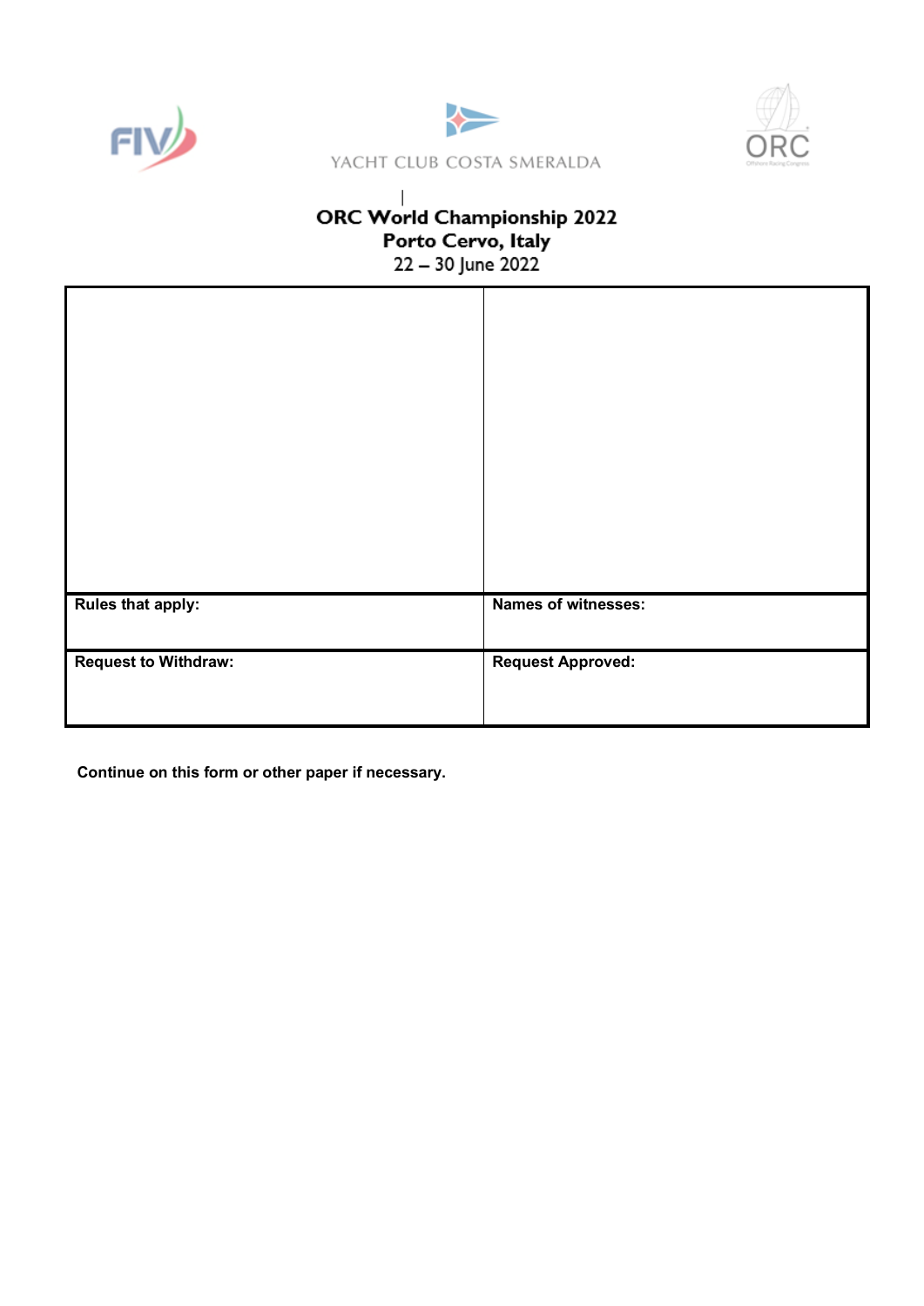YACHT CLUB COSTA SMERALDA

**ORC World Championship 2022**
**Porto Cervo, Italy**
22 – 30 June 2022

| | |
|---|---|
| | |
| **Rules that apply:** | **Names of witnesses:** |
| **Request to Withdraw:** | **Request Approved:** |

**Continue on this form or other paper if necessary.**